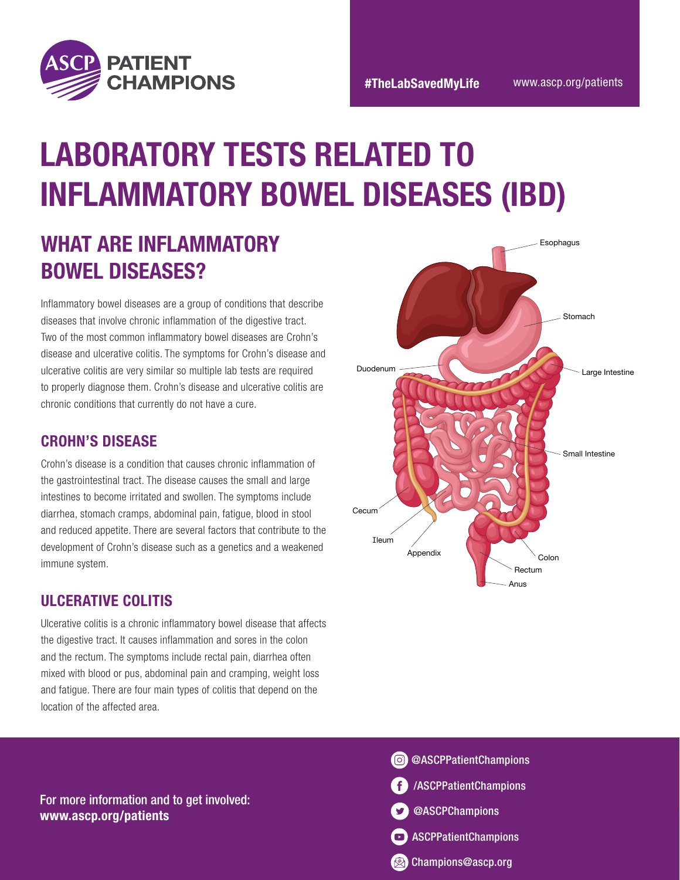ASCP PATIENT CHAMPIONS

#TheLabSavedMyLife www.ascp.org/patients

# LABORATORY TESTS RELATED TO INFLAMMATORY BOWEL DISEASES (IBD)

## WHAT ARE INFLAMMATORY BOWEL DISEASES?

Inflammatory bowel diseases are a group of conditions that describe diseases that involve chronic inflammation of the digestive tract. Two of the most common inflammatory bowel diseases are Crohn's disease and ulcerative colitis. The symptoms for Crohn's disease and ulcerative colitis are very similar so multiple lab tests are required to properly diagnose them. Crohn's disease and ulcerative colitis are chronic conditions that currently do not have a cure.

### CROHN'S DISEASE

Crohn's disease is a condition that causes chronic inflammation of the gastrointestinal tract. The disease causes the small and large intestines to become irritated and swollen. The symptoms include diarrhea, stomach cramps, abdominal pain, fatigue, blood in stool and reduced appetite. There are several factors that contribute to the development of Crohn's disease such as a genetics and a weakened immune system.

### ULCERATIVE COLITIS

Ulcerative colitis is a chronic inflammatory bowel disease that affects the digestive tract. It causes inflammation and sores in the colon and the rectum. The symptoms include rectal pain, diarrhea often mixed with blood or pus, abdominal pain and cramping, weight loss and fatigue. There are four main types of colitis that depend on the location of the affected area.

Esophagus
Stomach
Duodenum
Large Intestine
Small Intestine
Cecum
Ileum
Appendix
Colon
Rectum
Anus

For more information and to get involved:
**www.ascp.org/patients**

@ASCPPatientChampions
/ASCPPatientChampions
@ASCPChampions
ASCPPatientChampions
Champions@ascp.org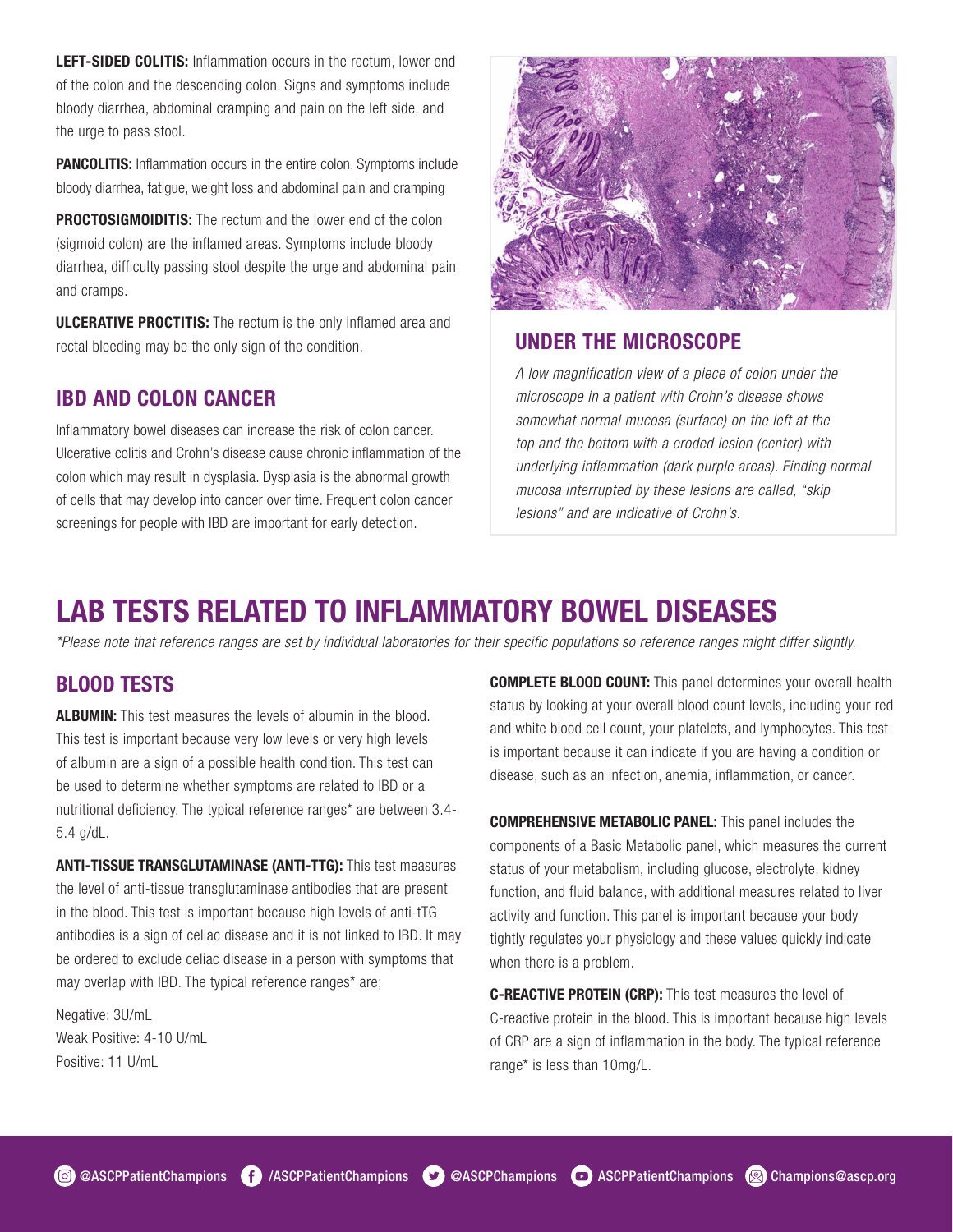**LEFT-SIDED COLITIS:** Inflammation occurs in the rectum, lower end of the colon and the descending colon. Signs and symptoms include bloody diarrhea, abdominal cramping and pain on the left side, and the urge to pass stool.

**PANCOLITIS:** Inflammation occurs in the entire colon. Symptoms include bloody diarrhea, fatigue, weight loss and abdominal pain and cramping

**PROCTOSIGMOIDITIS:** The rectum and the lower end of the colon (sigmoid colon) are the inflamed areas. Symptoms include bloody diarrhea, difficulty passing stool despite the urge and abdominal pain and cramps.

**ULCERATIVE PROCTITIS:** The rectum is the only inflamed area and rectal bleeding may be the only sign of the condition.

## IBD AND COLON CANCER

Inflammatory bowel diseases can increase the risk of colon cancer. Ulcerative colitis and Crohn's disease cause chronic inflammation of the colon which may result in dysplasia. Dysplasia is the abnormal growth of cells that may develop into cancer over time. Frequent colon cancer screenings for people with IBD are important for early detection.

## UNDER THE MICROSCOPE

*A low magnification view of a piece of colon under the microscope in a patient with Crohn's disease shows somewhat normal mucosa (surface) on the left at the top and the bottom with a eroded lesion (center) with underlying inflammation (dark purple areas). Finding normal mucosa interrupted by these lesions are called, "skip lesions" and are indicative of Crohn's.*

# LAB TESTS RELATED TO INFLAMMATORY BOWEL DISEASES

*\*Please note that reference ranges are set by individual laboratories for their specific populations so reference ranges might differ slightly.*

## BLOOD TESTS

**ALBUMIN:** This test measures the levels of albumin in the blood. This test is important because very low levels or very high levels of albumin are a sign of a possible health condition. This test can be used to determine whether symptoms are related to IBD or a nutritional deficiency. The typical reference ranges* are between 3.4-5.4 g/dL.

**ANTI-TISSUE TRANSGLUTAMINASE (ANTI-TTG):** This test measures the level of anti-tissue transglutaminase antibodies that are present in the blood. This test is important because high levels of anti-tTG antibodies is a sign of celiac disease and it is not linked to IBD. It may be ordered to exclude celiac disease in a person with symptoms that may overlap with IBD. The typical reference ranges* are;

Negative: 3U/mL
Weak Positive: 4-10 U/mL
Positive: 11 U/mL

**COMPLETE BLOOD COUNT:** This panel determines your overall health status by looking at your overall blood count levels, including your red and white blood cell count, your platelets, and lymphocytes. This test is important because it can indicate if you are having a condition or disease, such as an infection, anemia, inflammation, or cancer.

**COMPREHENSIVE METABOLIC PANEL:** This panel includes the components of a Basic Metabolic panel, which measures the current status of your metabolism, including glucose, electrolyte, kidney function, and fluid balance, with additional measures related to liver activity and function. This panel is important because your body tightly regulates your physiology and these values quickly indicate when there is a problem.

**C-REACTIVE PROTEIN (CRP):** This test measures the level of C-reactive protein in the blood. This is important because high levels of CRP are a sign of inflammation in the body. The typical reference range* is less than 10mg/L.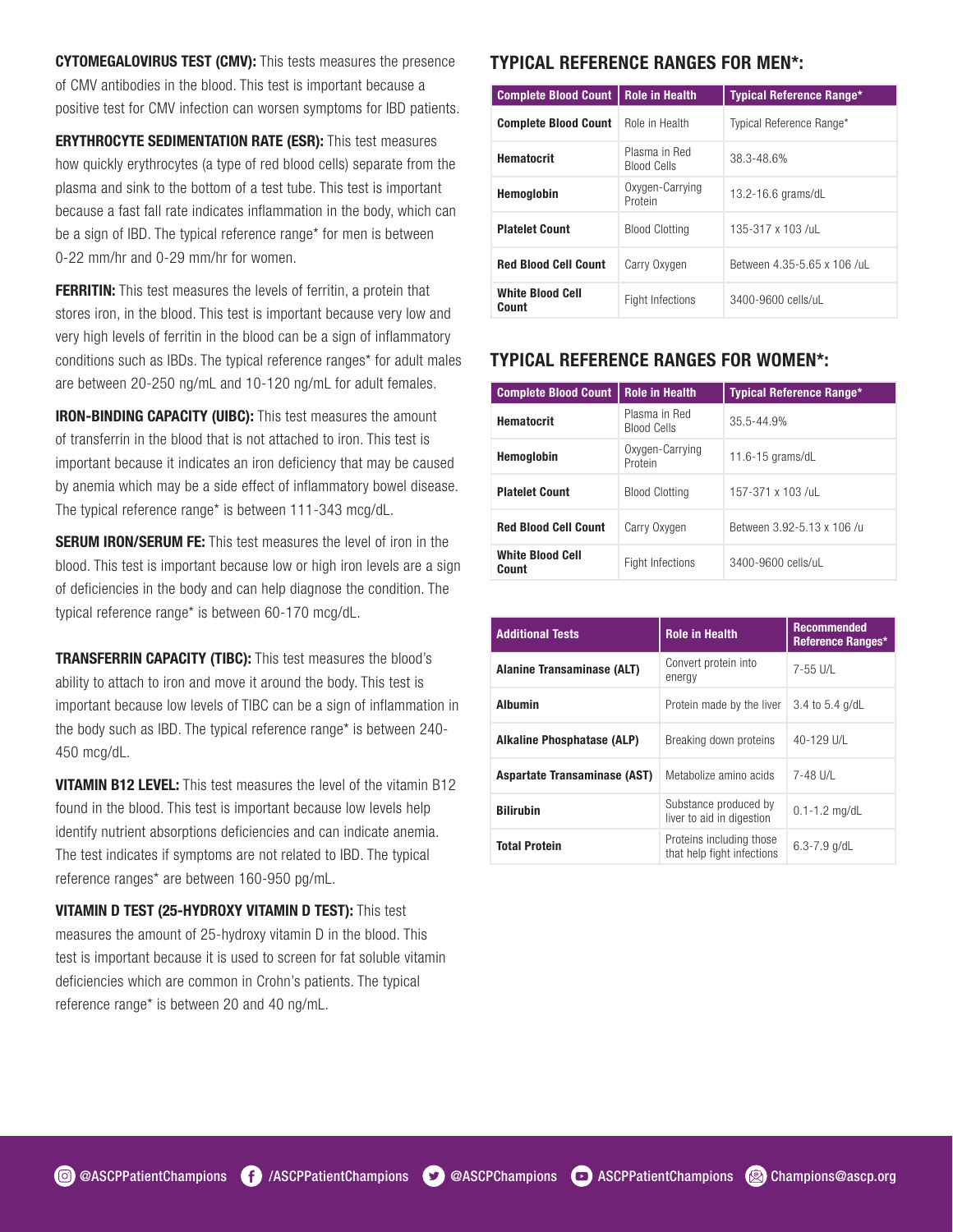**CYTOMEGALOVIRUS TEST (CMV):** This tests measures the presence of CMV antibodies in the blood. This test is important because a positive test for CMV infection can worsen symptoms for IBD patients.

**ERYTHROCYTE SEDIMENTATION RATE (ESR):** This test measures how quickly erythrocytes (a type of red blood cells) separate from the plasma and sink to the bottom of a test tube. This test is important because a fast fall rate indicates inflammation in the body, which can be a sign of IBD. The typical reference range* for men is between 0-22 mm/hr and 0-29 mm/hr for women.

**FERRITIN:** This test measures the levels of ferritin, a protein that stores iron, in the blood. This test is important because very low and very high levels of ferritin in the blood can be a sign of inflammatory conditions such as IBDs. The typical reference ranges* for adult males are between 20-250 ng/mL and 10-120 ng/mL for adult females.

**IRON-BINDING CAPACITY (UIBC):** This test measures the amount of transferrin in the blood that is not attached to iron. This test is important because it indicates an iron deficiency that may be caused by anemia which may be a side effect of inflammatory bowel disease. The typical reference range* is between 111-343 mcg/dL.

**SERUM IRON/SERUM FE:** This test measures the level of iron in the blood. This test is important because low or high iron levels are a sign of deficiencies in the body and can help diagnose the condition. The typical reference range* is between 60-170 mcg/dL.

**TRANSFERRIN CAPACITY (TIBC):** This test measures the blood's ability to attach to iron and move it around the body. This test is important because low levels of TIBC can be a sign of inflammation in the body such as IBD. The typical reference range* is between 240-450 mcg/dL.

**VITAMIN B12 LEVEL:** This test measures the level of the vitamin B12 found in the blood. This test is important because low levels help identify nutrient absorptions deficiencies and can indicate anemia. The test indicates if symptoms are not related to IBD. The typical reference ranges* are between 160-950 pg/mL.

**VITAMIN D TEST (25-HYDROXY VITAMIN D TEST):** This test measures the amount of 25-hydroxy vitamin D in the blood. This test is important because it is used to screen for fat soluble vitamin deficiencies which are common in Crohn's patients. The typical reference range* is between 20 and 40 ng/mL.

## TYPICAL REFERENCE RANGES FOR MEN*:

| Complete Blood Count | Role in Health | Typical Reference Range* |
|---|---|---|
| Complete Blood Count | Role in Health | Typical Reference Range* |
| Hematocrit | Plasma in Red Blood Cells | 38.3-48.6% |
| Hemoglobin | Oxygen-Carrying Protein | 13.2-16.6 grams/dL |
| Platelet Count | Blood Clotting | 135-317 x 103 /uL |
| Red Blood Cell Count | Carry Oxygen | Between 4.35-5.65 x 106 /uL |
| White Blood Cell Count | Fight Infections | 3400-9600 cells/uL |

## TYPICAL REFERENCE RANGES FOR WOMEN*:

| Complete Blood Count | Role in Health | Typical Reference Range* |
|---|---|---|
| Hematocrit | Plasma in Red Blood Cells | 35.5-44.9% |
| Hemoglobin | Oxygen-Carrying Protein | 11.6-15 grams/dL |
| Platelet Count | Blood Clotting | 157-371 x 103 /uL |
| Red Blood Cell Count | Carry Oxygen | Between 3.92-5.13 x 106 /u |
| White Blood Cell Count | Fight Infections | 3400-9600 cells/uL |

| Additional Tests | Role in Health | Recommended Reference Ranges* |
|---|---|---|
| Alanine Transaminase (ALT) | Convert protein into energy | 7-55 U/L |
| Albumin | Protein made by the liver | 3.4 to 5.4 g/dL |
| Alkaline Phosphatase (ALP) | Breaking down proteins | 40-129 U/L |
| Aspartate Transaminase (AST) | Metabolize amino acids | 7-48 U/L |
| Bilirubin | Substance produced by liver to aid in digestion | 0.1-1.2 mg/dL |
| Total Protein | Proteins including those that help fight infections | 6.3-7.9 g/dL |

@ASCPPatientChampions /ASCPPatientChampions @ASCPChampions ASCPPatientChampions Champions@ascp.org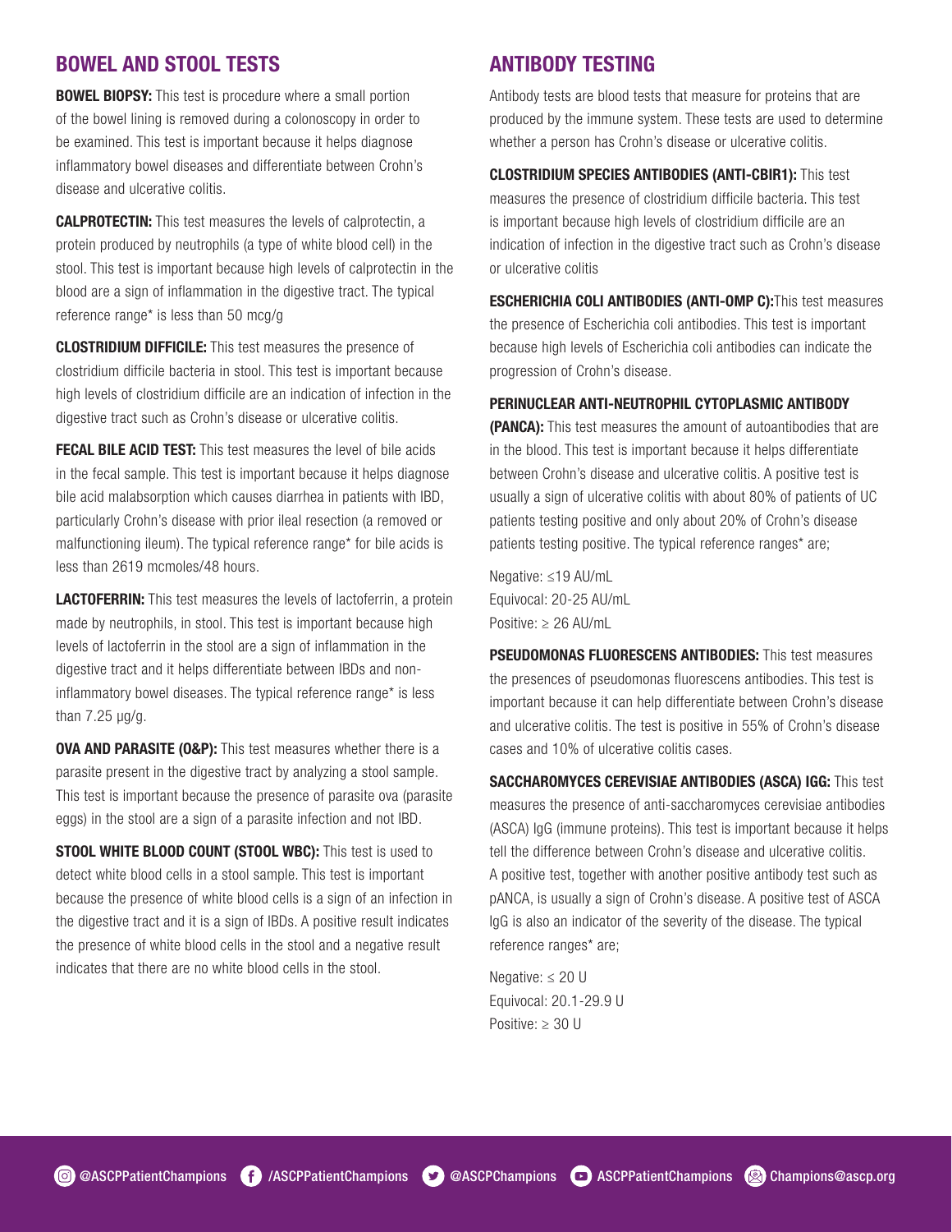## BOWEL AND STOOL TESTS

**BOWEL BIOPSY:** This test is procedure where a small portion of the bowel lining is removed during a colonoscopy in order to be examined. This test is important because it helps diagnose inflammatory bowel diseases and differentiate between Crohn's disease and ulcerative colitis.

**CALPROTECTIN:** This test measures the levels of calprotectin, a protein produced by neutrophils (a type of white blood cell) in the stool. This test is important because high levels of calprotectin in the blood are a sign of inflammation in the digestive tract. The typical reference range* is less than 50 mcg/g

**CLOSTRIDIUM DIFFICILE:** This test measures the presence of clostridium difficile bacteria in stool. This test is important because high levels of clostridium difficile are an indication of infection in the digestive tract such as Crohn's disease or ulcerative colitis.

**FECAL BILE ACID TEST:** This test measures the level of bile acids in the fecal sample. This test is important because it helps diagnose bile acid malabsorption which causes diarrhea in patients with IBD, particularly Crohn's disease with prior ileal resection (a removed or malfunctioning ileum). The typical reference range* for bile acids is less than 2619 mcmoles/48 hours.

**LACTOFERRIN:** This test measures the levels of lactoferrin, a protein made by neutrophils, in stool. This test is important because high levels of lactoferrin in the stool are a sign of inflammation in the digestive tract and it helps differentiate between IBDs and non-inflammatory bowel diseases. The typical reference range* is less than 7.25 µg/g.

**OVA AND PARASITE (O&P):** This test measures whether there is a parasite present in the digestive tract by analyzing a stool sample. This test is important because the presence of parasite ova (parasite eggs) in the stool are a sign of a parasite infection and not IBD.

**STOOL WHITE BLOOD COUNT (STOOL WBC):** This test is used to detect white blood cells in a stool sample. This test is important because the presence of white blood cells is a sign of an infection in the digestive tract and it is a sign of IBDs. A positive result indicates the presence of white blood cells in the stool and a negative result indicates that there are no white blood cells in the stool.

## ANTIBODY TESTING

Antibody tests are blood tests that measure for proteins that are produced by the immune system. These tests are used to determine whether a person has Crohn's disease or ulcerative colitis.

**CLOSTRIDIUM SPECIES ANTIBODIES (ANTI-CBIR1):** This test measures the presence of clostridium difficile bacteria. This test is important because high levels of clostridium difficile are an indication of infection in the digestive tract such as Crohn's disease or ulcerative colitis

**ESCHERICHIA COLI ANTIBODIES (ANTI-OMP C):** This test measures the presence of Escherichia coli antibodies. This test is important because high levels of Escherichia coli antibodies can indicate the progression of Crohn's disease.

**PERINUCLEAR ANTI-NEUTROPHIL CYTOPLASMIC ANTIBODY (PANCA):** This test measures the amount of autoantibodies that are in the blood. This test is important because it helps differentiate between Crohn's disease and ulcerative colitis. A positive test is usually a sign of ulcerative colitis with about 80% of patients of UC patients testing positive and only about 20% of Crohn's disease patients testing positive. The typical reference ranges* are;

Negative: ≤19 AU/mL
Equivocal: 20-25 AU/mL
Positive: ≥ 26 AU/mL

**PSEUDOMONAS FLUORESCENS ANTIBODIES:** This test measures the presences of pseudomonas fluorescens antibodies. This test is important because it can help differentiate between Crohn's disease and ulcerative colitis. The test is positive in 55% of Crohn's disease cases and 10% of ulcerative colitis cases.

**SACCHAROMYCES CEREVISIAE ANTIBODIES (ASCA) IGG:** This test measures the presence of anti-saccharomyces cerevisiae antibodies (ASCA) IgG (immune proteins). This test is important because it helps tell the difference between Crohn's disease and ulcerative colitis. A positive test, together with another positive antibody test such as pANCA, is usually a sign of Crohn's disease. A positive test of ASCA IgG is also an indicator of the severity of the disease. The typical reference ranges* are;

Negative: ≤ 20 U
Equivocal: 20.1-29.9 U
Positive: ≥ 30 U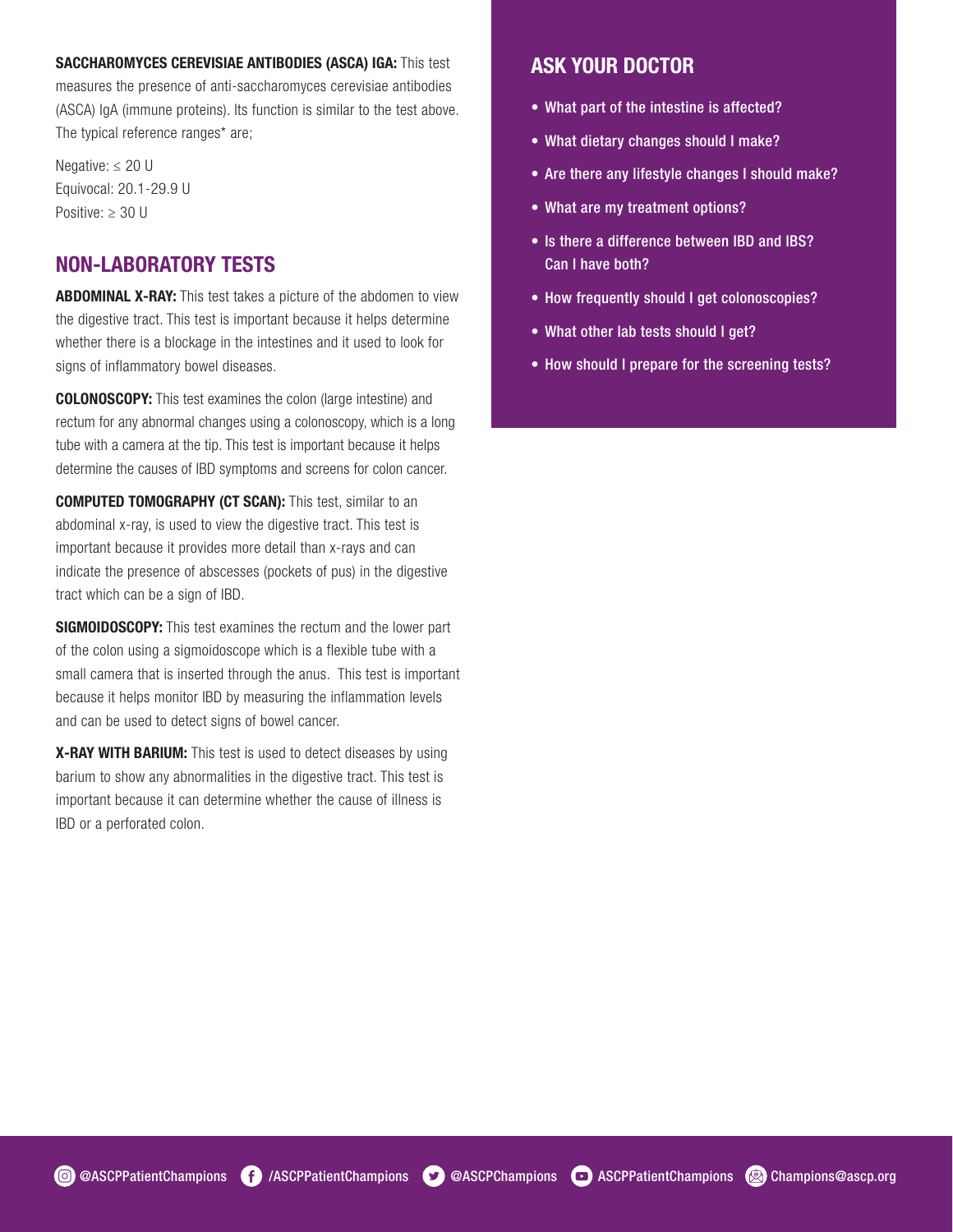**SACCHAROMYCES CEREVISIAE ANTIBODIES (ASCA) IGA:** This test measures the presence of anti-saccharomyces cerevisiae antibodies (ASCA) IgA (immune proteins). Its function is similar to the test above. The typical reference ranges* are;

Negative: ≤ 20 U
Equivocal: 20.1-29.9 U
Positive: ≥ 30 U

## NON-LABORATORY TESTS

**ABDOMINAL X-RAY:** This test takes a picture of the abdomen to view the digestive tract. This test is important because it helps determine whether there is a blockage in the intestines and it used to look for signs of inflammatory bowel diseases.

**COLONOSCOPY:** This test examines the colon (large intestine) and rectum for any abnormal changes using a colonoscopy, which is a long tube with a camera at the tip. This test is important because it helps determine the causes of IBD symptoms and screens for colon cancer.

**COMPUTED TOMOGRAPHY (CT SCAN):** This test, similar to an abdominal x-ray, is used to view the digestive tract. This test is important because it provides more detail than x-rays and can indicate the presence of abscesses (pockets of pus) in the digestive tract which can be a sign of IBD.

**SIGMOIDOSCOPY:** This test examines the rectum and the lower part of the colon using a sigmoidoscope which is a flexible tube with a small camera that is inserted through the anus. This test is important because it helps monitor IBD by measuring the inflammation levels and can be used to detect signs of bowel cancer.

**X-RAY WITH BARIUM:** This test is used to detect diseases by using barium to show any abnormalities in the digestive tract. This test is important because it can determine whether the cause of illness is IBD or a perforated colon.

## ASK YOUR DOCTOR

- What part of the intestine is affected?
- What dietary changes should I make?
- Are there any lifestyle changes I should make?
- What are my treatment options?
- Is there a difference between IBD and IBS? Can I have both?
- How frequently should I get colonoscopies?
- What other lab tests should I get?
- How should I prepare for the screening tests?

@ASCPPatientChampions /ASCPPatientChampions @ASCPChampions ASCPPatientChampions Champions@ascp.org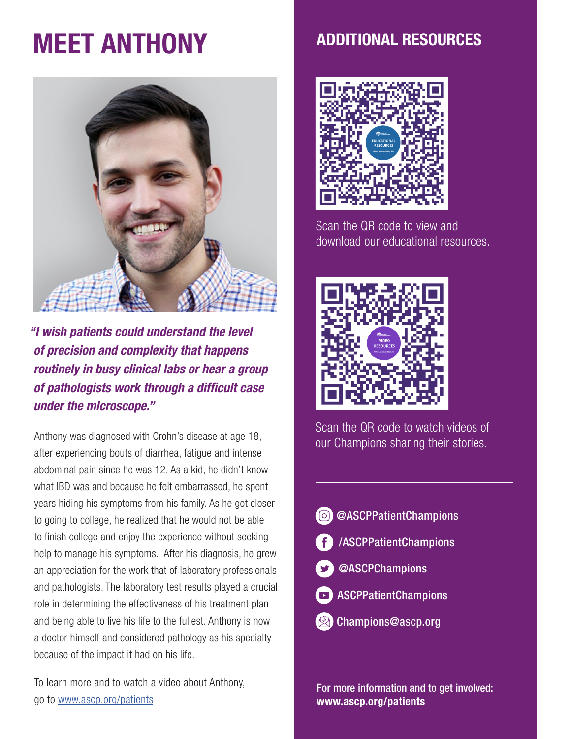# MEET ANTHONY

*"I wish patients could understand the level of precision and complexity that happens routinely in busy clinical labs or hear a group of pathologists work through a difficult case under the microscope."*

Anthony was diagnosed with Crohn's disease at age 18, after experiencing bouts of diarrhea, fatigue and intense abdominal pain since he was 12. As a kid, he didn't know what IBD was and because he felt embarrassed, he spent years hiding his symptoms from his family. As he got closer to going to college, he realized that he would not be able to finish college and enjoy the experience without seeking help to manage his symptoms. After his diagnosis, he grew an appreciation for the work that of laboratory professionals and pathologists. The laboratory test results played a crucial role in determining the effectiveness of his treatment plan and being able to live his life to the fullest. Anthony is now a doctor himself and considered pathology as his specialty because of the impact it had on his life.

To learn more and to watch a video about Anthony, go to www.ascp.org/patients

## ADDITIONAL RESOURCES

EDUCATIONAL RESOURCES

Scan the QR code to view and download our educational resources.

VIDEO RESOURCES

Scan the QR code to watch videos of our Champions sharing their stories.

@ASCPPatientChampions

/ASCPPatientChampions

@ASCPChampions

ASCPPatientChampions

Champions@ascp.org

**For more information and to get involved:**
**www.ascp.org/patients**